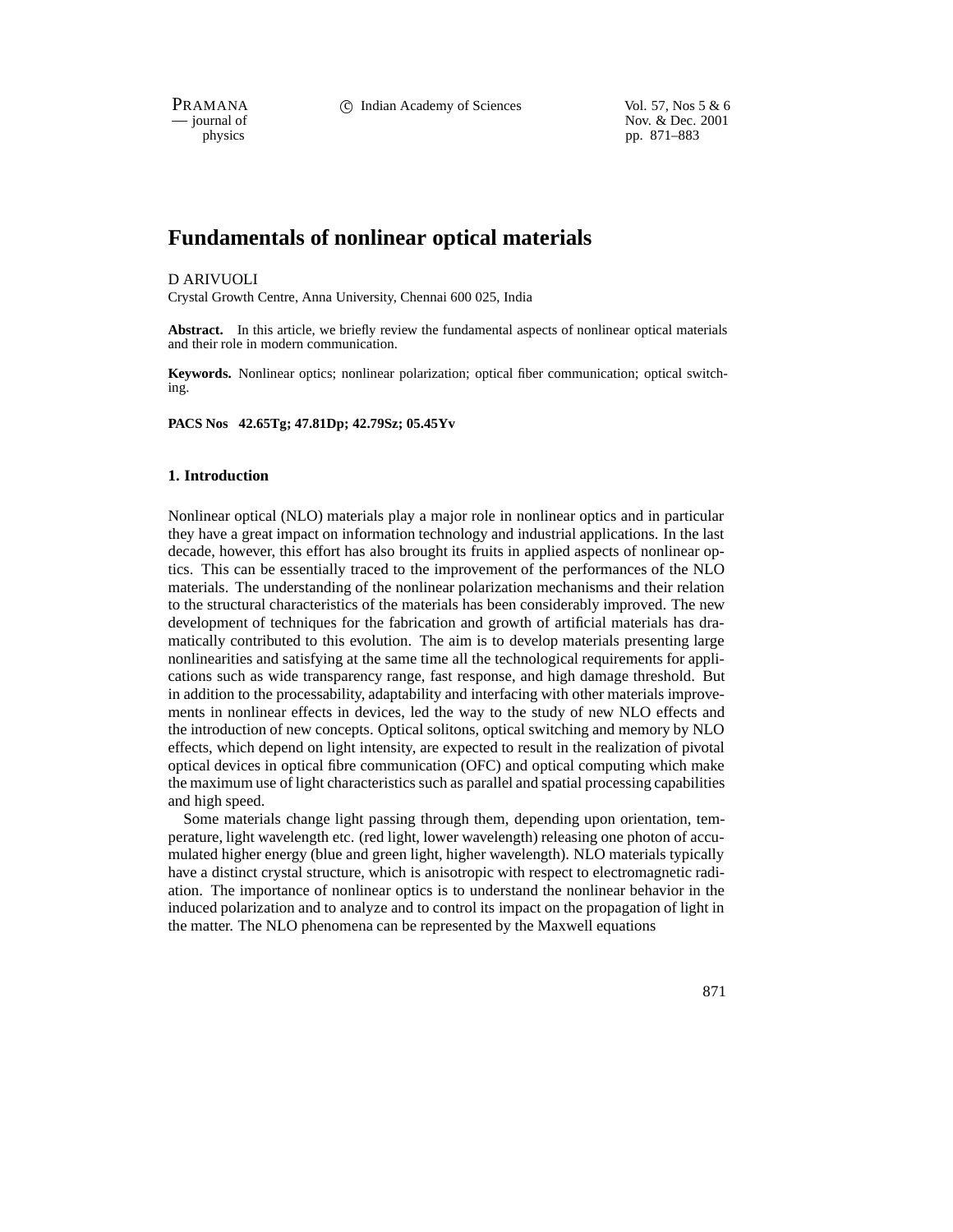# Fundamentals of nonlinear optical materials

D ARIVUOLI

Crystal Growth Centre, Anna University, Chennai 600 025, India

**Abstract.** In this article, we briefly review the fundamental aspects of nonlinear optical materials and their role in modern communication.

**Keywords.** Nonlinear optics; nonlinear polarization; optical fiber communication; optical switching.

**PACS Nos 42.65Tg; 47.81Dp; 42.79Sz; 05.45Yv**

## 1. Introduction

Nonlinear optical (NLO) materials play a major role in nonlinear optics and in particular they have a great impact on information technology and industrial applications. In the last decade, however, this effort has also brought its fruits in applied aspects of nonlinear optics. This can be essentially traced to the improvement of the performances of the NLO materials. The understanding of the nonlinear polarization mechanisms and their relation to the structural characteristics of the materials has been considerably improved. The new development of techniques for the fabrication and growth of artificial materials has dramatically contributed to this evolution. The aim is to develop materials presenting large nonlinearities and satisfying at the same time all the technological requirements for applications such as wide transparency range, fast response, and high damage threshold. But in addition to the processability, adaptability and interfacing with other materials improvements in nonlinear effects in devices, led the way to the study of new NLO effects and the introduction of new concepts. Optical solitons, optical switching and memory by NLO effects, which depend on light intensity, are expected to result in the realization of pivotal optical devices in optical fibre communication (OFC) and optical computing which make the maximum use of light characteristics such as parallel and spatial processing capabilities and high speed.

Some materials change light passing through them, depending upon orientation, temperature, light wavelength etc. (red light, lower wavelength) releasing one photon of accumulated higher energy (blue and green light, higher wavelength). NLO materials typically have a distinct crystal structure, which is anisotropic with respect to electromagnetic radiation. The importance of nonlinear optics is to understand the nonlinear behavior in the induced polarization and to analyze and to control its impact on the propagation of light in the matter. The NLO phenomena can be represented by the Maxwell equations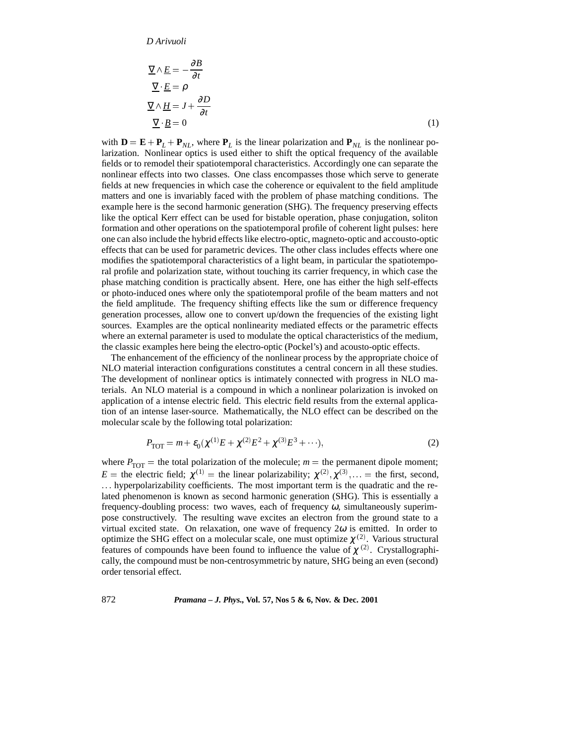$$
\begin{aligned}
\underline{\nabla} \wedge \underline{E} &= -\frac{\partial B}{\partial t} \\
\underline{\nabla} \cdot \underline{E} &= \rho \\
\underline{\nabla} \wedge \underline{H} &= J + \frac{\partial D}{\partial t} \\
\underline{\nabla} \cdot \underline{B} &= 0
\end{aligned}
\tag{1}
$$

with $\mathbf{D} = \mathbf{E} + \mathbf{P}_L + \mathbf{P}_{NL}$, where $\mathbf{P}_L$ is the linear polarization and $\mathbf{P}_{NL}$ is the nonlinear polarization. Nonlinear optics is used either to shift the optical frequency of the available fields or to remodel their spatiotemporal characteristics. Accordingly one can separate the nonlinear effects into two classes. One class encompasses those which serve to generate fields at new frequencies in which case the coherence or equivalent to the field amplitude matters and one is invariably faced with the problem of phase matching conditions. The example here is the second harmonic generation (SHG). The frequency preserving effects like the optical Kerr effect can be used for bistable operation, phase conjugation, soliton formation and other operations on the spatiotemporal profile of coherent light pulses: here one can also include the hybrid effects like electro-optic, magneto-optic and accousto-optic effects that can be used for parametric devices. The other class includes effects where one modifies the spatiotemporal characteristics of a light beam, in particular the spatiotemporal profile and polarization state, without touching its carrier frequency, in which case the phase matching condition is practically absent. Here, one has either the high self-effects or photo-induced ones where only the spatiotemporal profile of the beam matters and not the field amplitude. The frequency shifting effects like the sum or difference frequency generation processes, allow one to convert up/down the frequencies of the existing light sources. Examples are the optical nonlinearity mediated effects or the parametric effects where an external parameter is used to modulate the optical characteristics of the medium, the classic examples here being the electro-optic (Pockel's) and acousto-optic effects.

The enhancement of the efficiency of the nonlinear process by the appropriate choice of NLO material interaction configurations constitutes a central concern in all these studies. The development of nonlinear optics is intimately connected with progress in NLO materials. An NLO material is a compound in which a nonlinear polarization is invoked on application of a intense electric field. This electric field results from the external application of an intense laser-source. Mathematically, the NLO effect can be described on the molecular scale by the following total polarization:

$$
P_{\text{TOT}} = m + \varepsilon_0(\chi^{(1)}E + \chi^{(2)}E^2 + \chi^{(3)}E^3 + \cdots), \tag{2}
$$

where $P_{\text{TOT}}$ = the total polarization of the molecule; $m$ = the permanent dipole moment; $E$ = the electric field; $\chi^{(1)}$ = the linear polarizability; $\chi^{(2)}, \chi^{(3)}, \ldots$ = the first, second, ... hyperpolarizability coefficients. The most important term is the quadratic and the related phenomenon is known as second harmonic generation (SHG). This is essentially a frequency-doubling process: two waves, each of frequency $\omega$, simultaneously superimpose constructively. The resulting wave excites an electron from the ground state to a virtual excited state. On relaxation, one wave of frequency $2\omega$ is emitted. In order to optimize the SHG effect on a molecular scale, one must optimize $\chi^{(2)}$. Various structural features of compounds have been found to influence the value of $\chi^{(2)}$. Crystallographically, the compound must be non-centrosymmetric by nature, SHG being an even (second) order tensorial effect.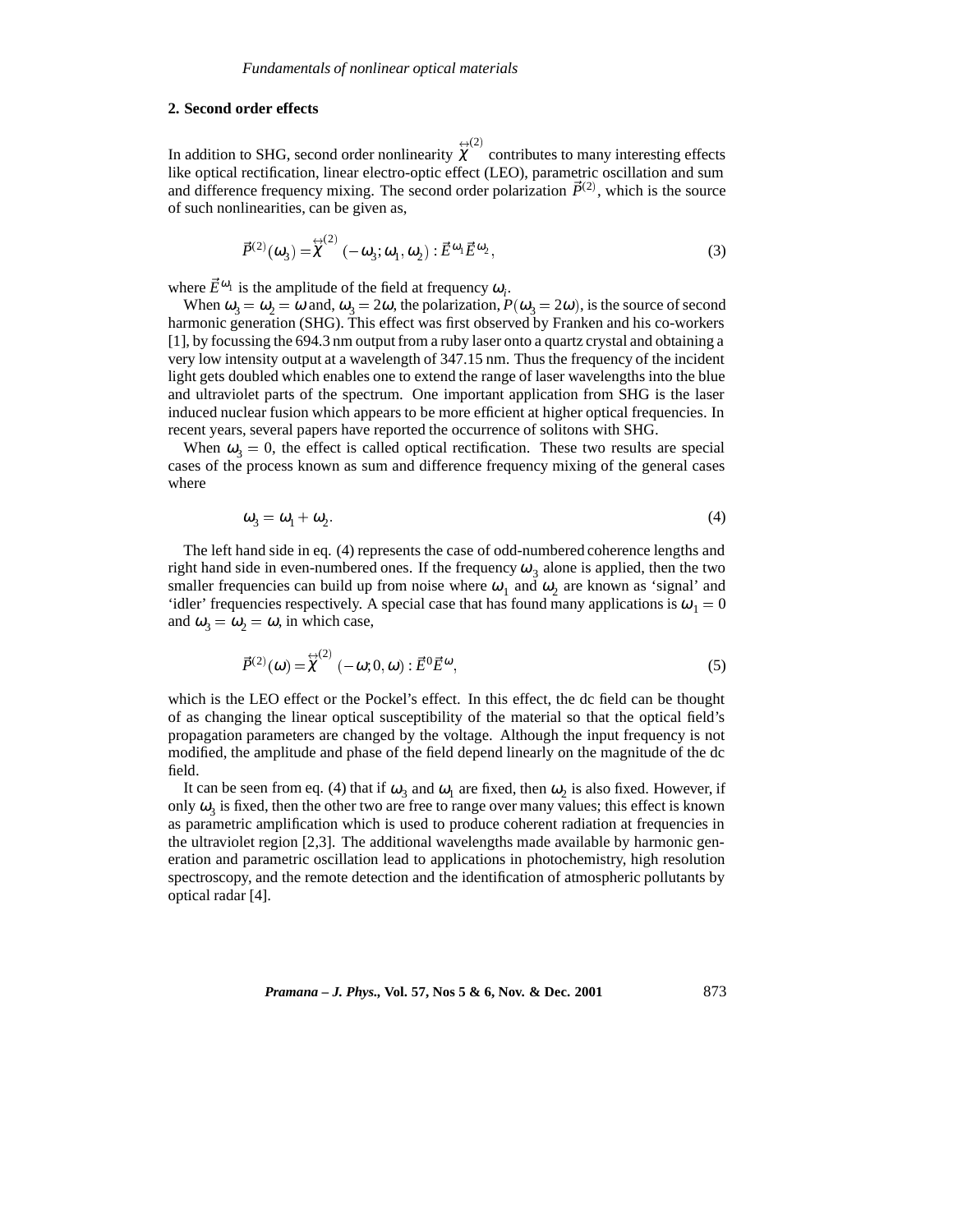## 2. Second order effects

In addition to SHG, second order nonlinearity $\overleftrightarrow{\chi}^{(2)}$ contributes to many interesting effects like optical rectification, linear electro-optic effect (LEO), parametric oscillation and sum and difference frequency mixing. The second order polarization $\vec{P}^{(2)}$, which is the source of such nonlinearities, can be given as,

$$\vec{P}^{(2)}(\omega_3) = \overleftrightarrow{\chi}^{(2)}(-\omega_3;\omega_1,\omega_2) : \vec{E}^{\omega_1}\vec{E}^{\omega_2}, \tag{3}$$

where $\vec{E}^{\omega_1}$ is the amplitude of the field at frequency $\omega_i$.

When $\omega_3 = \omega_2 = \omega$ and, $\omega_3 = 2\omega$, the polarization, $P(\omega_3 = 2\omega)$, is the source of second harmonic generation (SHG). This effect was first observed by Franken and his co-workers [1], by focussing the 694.3 nm output from a ruby laser onto a quartz crystal and obtaining a very low intensity output at a wavelength of 347.15 nm. Thus the frequency of the incident light gets doubled which enables one to extend the range of laser wavelengths into the blue and ultraviolet parts of the spectrum. One important application from SHG is the laser induced nuclear fusion which appears to be more efficient at higher optical frequencies. In recent years, several papers have reported the occurrence of solitons with SHG.

When $\omega_3 = 0$, the effect is called optical rectification. These two results are special cases of the process known as sum and difference frequency mixing of the general cases where

$$\omega_3 = \omega_1 + \omega_2. \tag{4}$$

The left hand side in eq. (4) represents the case of odd-numbered coherence lengths and right hand side in even-numbered ones. If the frequency $\omega_3$ alone is applied, then the two smaller frequencies can build up from noise where $\omega_1$ and $\omega_2$ are known as 'signal' and 'idler' frequencies respectively. A special case that has found many applications is $\omega_1 = 0$ and $\omega_3 = \omega_2 = \omega$, in which case,

$$\vec{P}^{(2)}(\omega) = \overleftrightarrow{\chi}^{(2)}(-\omega;0,\omega) : \vec{E}^{0}\vec{E}^{\omega}, \tag{5}$$

which is the LEO effect or the Pockel's effect. In this effect, the dc field can be thought of as changing the linear optical susceptibility of the material so that the optical field's propagation parameters are changed by the voltage. Although the input frequency is not modified, the amplitude and phase of the field depend linearly on the magnitude of the dc field.

It can be seen from eq. (4) that if $\omega_3$ and $\omega_1$ are fixed, then $\omega_2$ is also fixed. However, if only $\omega_3$ is fixed, then the other two are free to range over many values; this effect is known as parametric amplification which is used to produce coherent radiation at frequencies in the ultraviolet region [2,3]. The additional wavelengths made available by harmonic generation and parametric oscillation lead to applications in photochemistry, high resolution spectroscopy, and the remote detection and the identification of atmospheric pollutants by optical radar [4].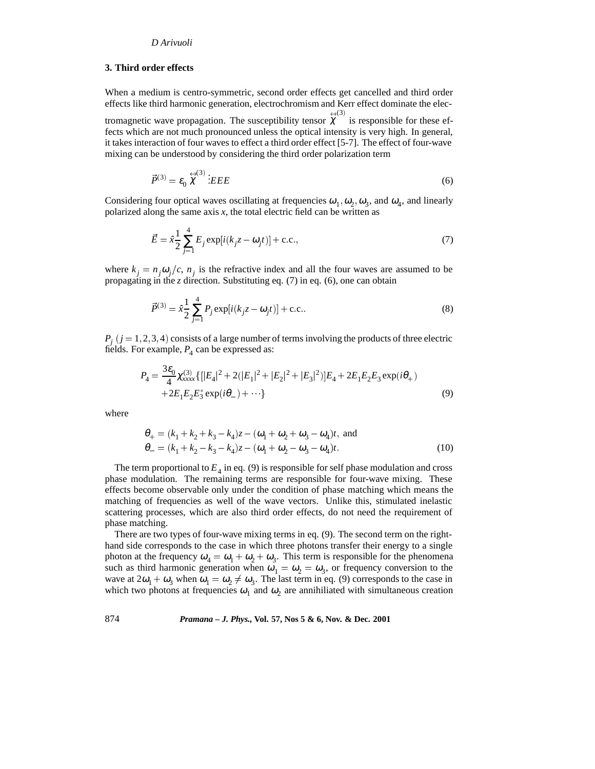## 3. Third order effects

When a medium is centro-symmetric, second order effects get cancelled and third order effects like third harmonic generation, electrochromism and Kerr effect dominate the electromagnetic wave propagation. The susceptibility tensor $\overleftrightarrow{\chi}^{(3)}$ is responsible for these effects which are not much pronounced unless the optical intensity is very high. In general, it takes interaction of four waves to effect a third order effect [5-7]. The effect of four-wave mixing can be understood by considering the third order polarization term

$$\vec{P}^{(3)} = \varepsilon_0 \overleftrightarrow{\chi}^{(3)} \vdots EEE \tag{6}$$

Considering four optical waves oscillating at frequencies $\omega_1, \omega_2, \omega_3$, and $\omega_4$, and linearly polarized along the same axis $x$, the total electric field can be written as

$$\vec{E} = \hat{x}\frac{1}{2}\sum_{j=1}^{4} E_j \exp[i(k_j z - \omega_j t)] + \text{c.c.}, \tag{7}$$

where $k_j = n_j \omega_j / c$, $n_j$ is the refractive index and all the four waves are assumed to be propagating in the $z$ direction. Substituting eq. (7) in eq. (6), one can obtain

$$\vec{P}^{(3)} = \hat{x}\frac{1}{2}\sum_{j=1}^{4} P_j \exp[i(k_j z - \omega_j t)] + \text{c.c.}. \tag{8}$$

$P_j$ $(j = 1,2,3,4)$ consists of a large number of terms involving the products of three electric fields. For example, $P_4$ can be expressed as:

$$P_4 = \frac{3\varepsilon_0}{4}\chi^{(3)}_{xxxx}\{[|E_4|^2 + 2(|E_1|^2 + |E_2|^2 + |E_3|^2)]E_4 + 2E_1E_2E_3\exp(i\theta_+) + 2E_1E_2E_3^*\exp(i\theta_-) + \cdots\} \tag{9}$$

where

$$\begin{aligned}\theta_+ &= (k_1 + k_2 + k_3 - k_4)z - (\omega_1 + \omega_2 + \omega_3 - \omega_4)t, \text{ and}\\ \theta_- &= (k_1 + k_2 - k_3 - k_4)z - (\omega_1 + \omega_2 - \omega_3 - \omega_4)t.\end{aligned} \tag{10}$$

The term proportional to $E_4$ in eq. (9) is responsible for self phase modulation and cross phase modulation. The remaining terms are responsible for four-wave mixing. These effects become observable only under the condition of phase matching which means the matching of frequencies as well of the wave vectors. Unlike this, stimulated inelastic scattering processes, which are also third order effects, do not need the requirement of phase matching.

There are two types of four-wave mixing terms in eq. (9). The second term on the right-hand side corresponds to the case in which three photons transfer their energy to a single photon at the frequency $\omega_4 = \omega_1 + \omega_2 + \omega_3$. This term is responsible for the phenomena such as third harmonic generation when $\omega_1 = \omega_2 = \omega_3$, or frequency conversion to the wave at $2\omega_1 + \omega_3$ when $\omega_1 = \omega_2 \neq \omega_3$. The last term in eq. (9) corresponds to the case in which two photons at frequencies $\omega_1$ and $\omega_2$ are annihiliated with simultaneous creation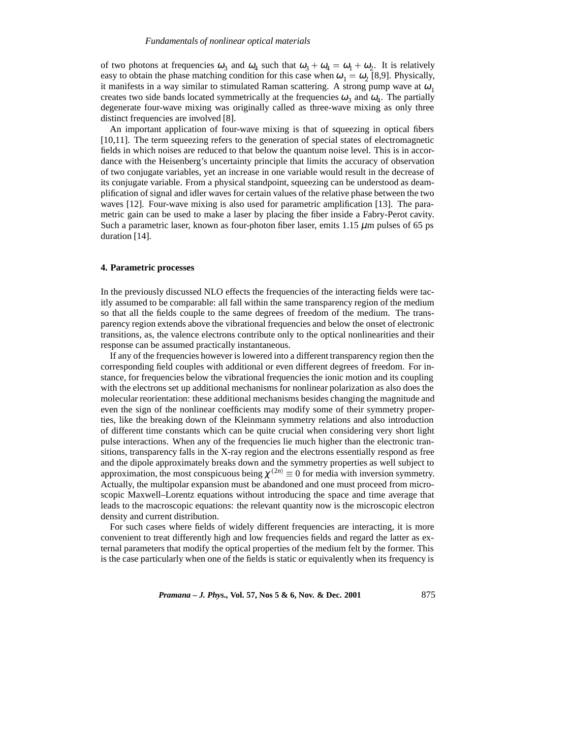of two photons at frequencies $\omega_3$ and $\omega_4$ such that $\omega_3 + \omega_4 = \omega_1 + \omega_2$. It is relatively easy to obtain the phase matching condition for this case when $\omega_1 = \omega_2$ [8,9]. Physically, it manifests in a way similar to stimulated Raman scattering. A strong pump wave at $\omega_1$ creates two side bands located symmetrically at the frequencies $\omega_3$ and $\omega_4$. The partially degenerate four-wave mixing was originally called as three-wave mixing as only three distinct frequencies are involved [8].

An important application of four-wave mixing is that of squeezing in optical fibers [10,11]. The term squeezing refers to the generation of special states of electromagnetic fields in which noises are reduced to that below the quantum noise level. This is in accordance with the Heisenberg's uncertainty principle that limits the accuracy of observation of two conjugate variables, yet an increase in one variable would result in the decrease of its conjugate variable. From a physical standpoint, squeezing can be understood as deamplification of signal and idler waves for certain values of the relative phase between the two waves [12]. Four-wave mixing is also used for parametric amplification [13]. The parametric gain can be used to make a laser by placing the fiber inside a Fabry-Perot cavity. Such a parametric laser, known as four-photon fiber laser, emits 1.15 $\mu$m pulses of 65 ps duration [14].

## 4. Parametric processes

In the previously discussed NLO effects the frequencies of the interacting fields were tacitly assumed to be comparable: all fall within the same transparency region of the medium so that all the fields couple to the same degrees of freedom of the medium. The transparency region extends above the vibrational frequencies and below the onset of electronic transitions, as, the valence electrons contribute only to the optical nonlinearities and their response can be assumed practically instantaneous.

If any of the frequencies however is lowered into a different transparency region then the corresponding field couples with additional or even different degrees of freedom. For instance, for frequencies below the vibrational frequencies the ionic motion and its coupling with the electrons set up additional mechanisms for nonlinear polarization as also does the molecular reorientation: these additional mechanisms besides changing the magnitude and even the sign of the nonlinear coefficients may modify some of their symmetry properties, like the breaking down of the Kleinmann symmetry relations and also introduction of different time constants which can be quite crucial when considering very short light pulse interactions. When any of the frequencies lie much higher than the electronic transitions, transparency falls in the X-ray region and the electrons essentially respond as free and the dipole approximately breaks down and the symmetry properties as well subject to approximation, the most conspicuous being $\chi^{(2n)} \equiv 0$ for media with inversion symmetry. Actually, the multipolar expansion must be abandoned and one must proceed from microscopic Maxwell–Lorentz equations without introducing the space and time average that leads to the macroscopic equations: the relevant quantity now is the microscopic electron density and current distribution.

For such cases where fields of widely different frequencies are interacting, it is more convenient to treat differently high and low frequencies fields and regard the latter as external parameters that modify the optical properties of the medium felt by the former. This is the case particularly when one of the fields is static or equivalently when its frequency is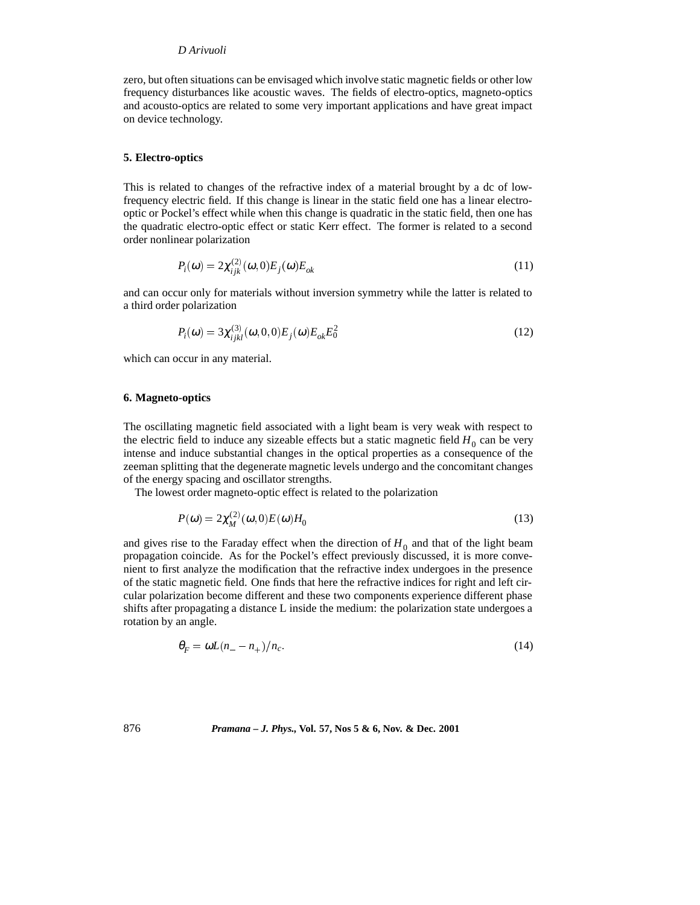zero, but often situations can be envisaged which involve static magnetic fields or other low frequency disturbances like acoustic waves. The fields of electro-optics, magneto-optics and acousto-optics are related to some very important applications and have great impact on device technology.

## 5. Electro-optics

This is related to changes of the refractive index of a material brought by a dc of low-frequency electric field. If this change is linear in the static field one has a linear electro-optic or Pockel's effect while when this change is quadratic in the static field, then one has the quadratic electro-optic effect or static Kerr effect. The former is related to a second order nonlinear polarization

$$P_i(\omega) = 2\chi^{(2)}_{ijk}(\omega, 0)E_j(\omega)E_{ok} \tag{11}$$

and can occur only for materials without inversion symmetry while the latter is related to a third order polarization

$$P_i(\omega) = 3\chi^{(3)}_{ijkl}(\omega, 0, 0)E_j(\omega)E_{ok}E_0^2 \tag{12}$$

which can occur in any material.

## 6. Magneto-optics

The oscillating magnetic field associated with a light beam is very weak with respect to the electric field to induce any sizeable effects but a static magnetic field $H_0$ can be very intense and induce substantial changes in the optical properties as a consequence of the zeeman splitting that the degenerate magnetic levels undergo and the concomitant changes of the energy spacing and oscillator strengths.

The lowest order magneto-optic effect is related to the polarization

$$P(\omega) = 2\chi^{(2)}_M(\omega, 0)E(\omega)H_0 \tag{13}$$

and gives rise to the Faraday effect when the direction of $H_0$ and that of the light beam propagation coincide. As for the Pockel's effect previously discussed, it is more convenient to first analyze the modification that the refractive index undergoes in the presence of the static magnetic field. One finds that here the refractive indices for right and left circular polarization become different and these two components experience different phase shifts after propagating a distance L inside the medium: the polarization state undergoes a rotation by an angle.

$$\theta_F = \omega L(n_- - n_+)/n_c. \tag{14}$$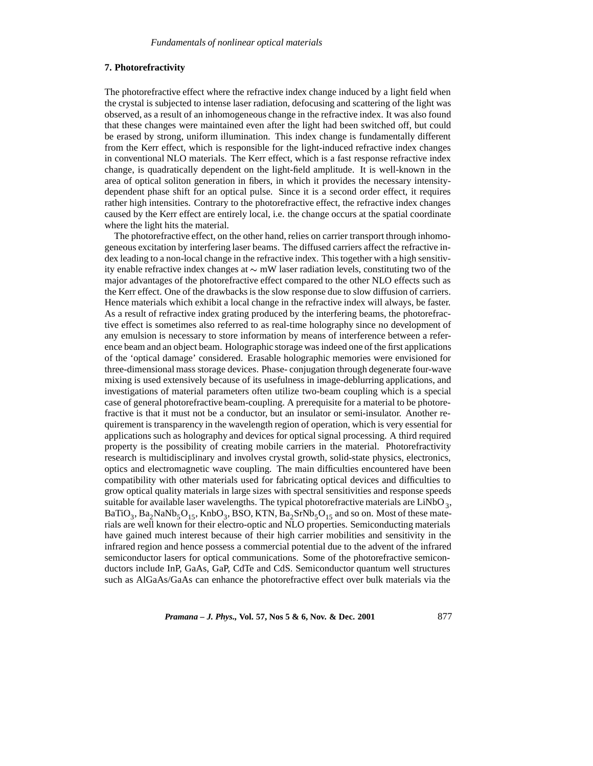## 7. Photorefractivity

The photorefractive effect where the refractive index change induced by a light field when the crystal is subjected to intense laser radiation, defocusing and scattering of the light was observed, as a result of an inhomogeneous change in the refractive index. It was also found that these changes were maintained even after the light had been switched off, but could be erased by strong, uniform illumination. This index change is fundamentally different from the Kerr effect, which is responsible for the light-induced refractive index changes in conventional NLO materials. The Kerr effect, which is a fast response refractive index change, is quadratically dependent on the light-field amplitude. It is well-known in the area of optical soliton generation in fibers, in which it provides the necessary intensity-dependent phase shift for an optical pulse. Since it is a second order effect, it requires rather high intensities. Contrary to the photorefractive effect, the refractive index changes caused by the Kerr effect are entirely local, i.e. the change occurs at the spatial coordinate where the light hits the material.

The photorefractive effect, on the other hand, relies on carrier transport through inhomogeneous excitation by interfering laser beams. The diffused carriers affect the refractive index leading to a non-local change in the refractive index. This together with a high sensitivity enable refractive index changes at $\sim$ mW laser radiation levels, constituting two of the major advantages of the photorefractive effect compared to the other NLO effects such as the Kerr effect. One of the drawbacks is the slow response due to slow diffusion of carriers. Hence materials which exhibit a local change in the refractive index will always, be faster. As a result of refractive index grating produced by the interfering beams, the photorefractive effect is sometimes also referred to as real-time holography since no development of any emulsion is necessary to store information by means of interference between a reference beam and an object beam. Holographic storage was indeed one of the first applications of the 'optical damage' considered. Erasable holographic memories were envisioned for three-dimensional mass storage devices. Phase- conjugation through degenerate four-wave mixing is used extensively because of its usefulness in image-deblurring applications, and investigations of material parameters often utilize two-beam coupling which is a special case of general photorefractive beam-coupling. A prerequisite for a material to be photorefractive is that it must not be a conductor, but an insulator or semi-insulator. Another requirement is transparency in the wavelength region of operation, which is very essential for applications such as holography and devices for optical signal processing. A third required property is the possibility of creating mobile carriers in the material. Photorefractivity research is multidisciplinary and involves crystal growth, solid-state physics, electronics, optics and electromagnetic wave coupling. The main difficulties encountered have been compatibility with other materials used for fabricating optical devices and difficulties to grow optical quality materials in large sizes with spectral sensitivities and response speeds suitable for available laser wavelengths. The typical photorefractive materials are $LiNbO_3$, $BaTiO_3$, $Ba_2NaNb_5O_{15}$, $KnbO_3$, BSO, KTN, $Ba_2SrNb_5O_{15}$ and so on. Most of these materials are well known for their electro-optic and NLO properties. Semiconducting materials have gained much interest because of their high carrier mobilities and sensitivity in the infrared region and hence possess a commercial potential due to the advent of the infrared semiconductor lasers for optical communications. Some of the photorefractive semiconductors include InP, GaAs, GaP, CdTe and CdS. Semiconductor quantum well structures such as AlGaAs/GaAs can enhance the photorefractive effect over bulk materials via the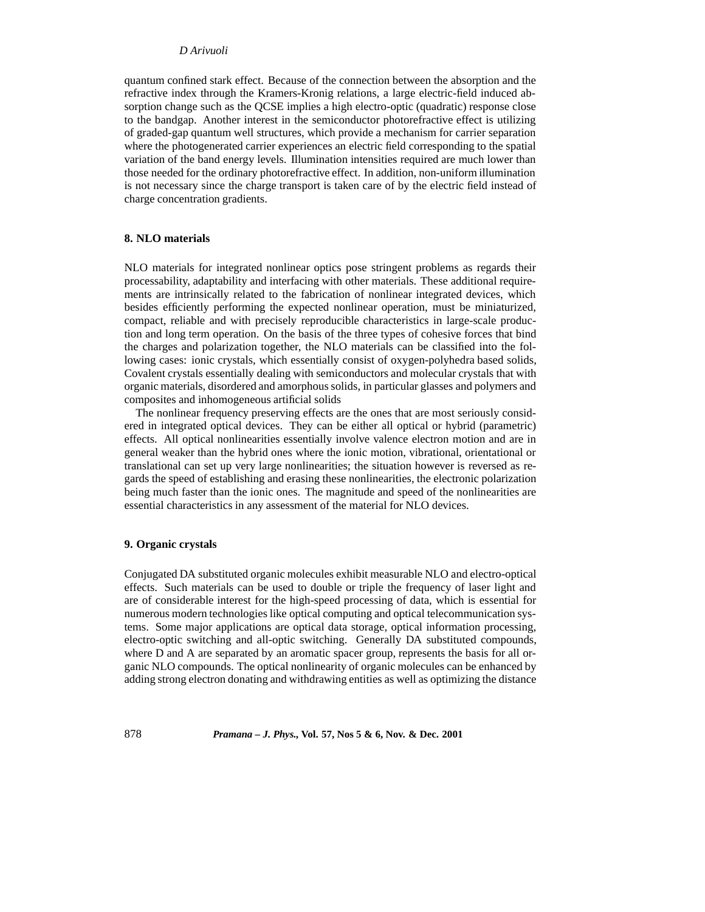quantum confined stark effect. Because of the connection between the absorption and the refractive index through the Kramers-Kronig relations, a large electric-field induced absorption change such as the QCSE implies a high electro-optic (quadratic) response close to the bandgap. Another interest in the semiconductor photorefractive effect is utilizing of graded-gap quantum well structures, which provide a mechanism for carrier separation where the photogenerated carrier experiences an electric field corresponding to the spatial variation of the band energy levels. Illumination intensities required are much lower than those needed for the ordinary photorefractive effect. In addition, non-uniform illumination is not necessary since the charge transport is taken care of by the electric field instead of charge concentration gradients.

## 8. NLO materials

NLO materials for integrated nonlinear optics pose stringent problems as regards their processability, adaptability and interfacing with other materials. These additional requirements are intrinsically related to the fabrication of nonlinear integrated devices, which besides efficiently performing the expected nonlinear operation, must be miniaturized, compact, reliable and with precisely reproducible characteristics in large-scale production and long term operation. On the basis of the three types of cohesive forces that bind the charges and polarization together, the NLO materials can be classified into the following cases: ionic crystals, which essentially consist of oxygen-polyhedra based solids, Covalent crystals essentially dealing with semiconductors and molecular crystals that with organic materials, disordered and amorphous solids, in particular glasses and polymers and composites and inhomogeneous artificial solids

The nonlinear frequency preserving effects are the ones that are most seriously considered in integrated optical devices. They can be either all optical or hybrid (parametric) effects. All optical nonlinearities essentially involve valence electron motion and are in general weaker than the hybrid ones where the ionic motion, vibrational, orientational or translational can set up very large nonlinearities; the situation however is reversed as regards the speed of establishing and erasing these nonlinearities, the electronic polarization being much faster than the ionic ones. The magnitude and speed of the nonlinearities are essential characteristics in any assessment of the material for NLO devices.

## 9. Organic crystals

Conjugated DA substituted organic molecules exhibit measurable NLO and electro-optical effects. Such materials can be used to double or triple the frequency of laser light and are of considerable interest for the high-speed processing of data, which is essential for numerous modern technologies like optical computing and optical telecommunication systems. Some major applications are optical data storage, optical information processing, electro-optic switching and all-optic switching. Generally DA substituted compounds, where D and A are separated by an aromatic spacer group, represents the basis for all organic NLO compounds. The optical nonlinearity of organic molecules can be enhanced by adding strong electron donating and withdrawing entities as well as optimizing the distance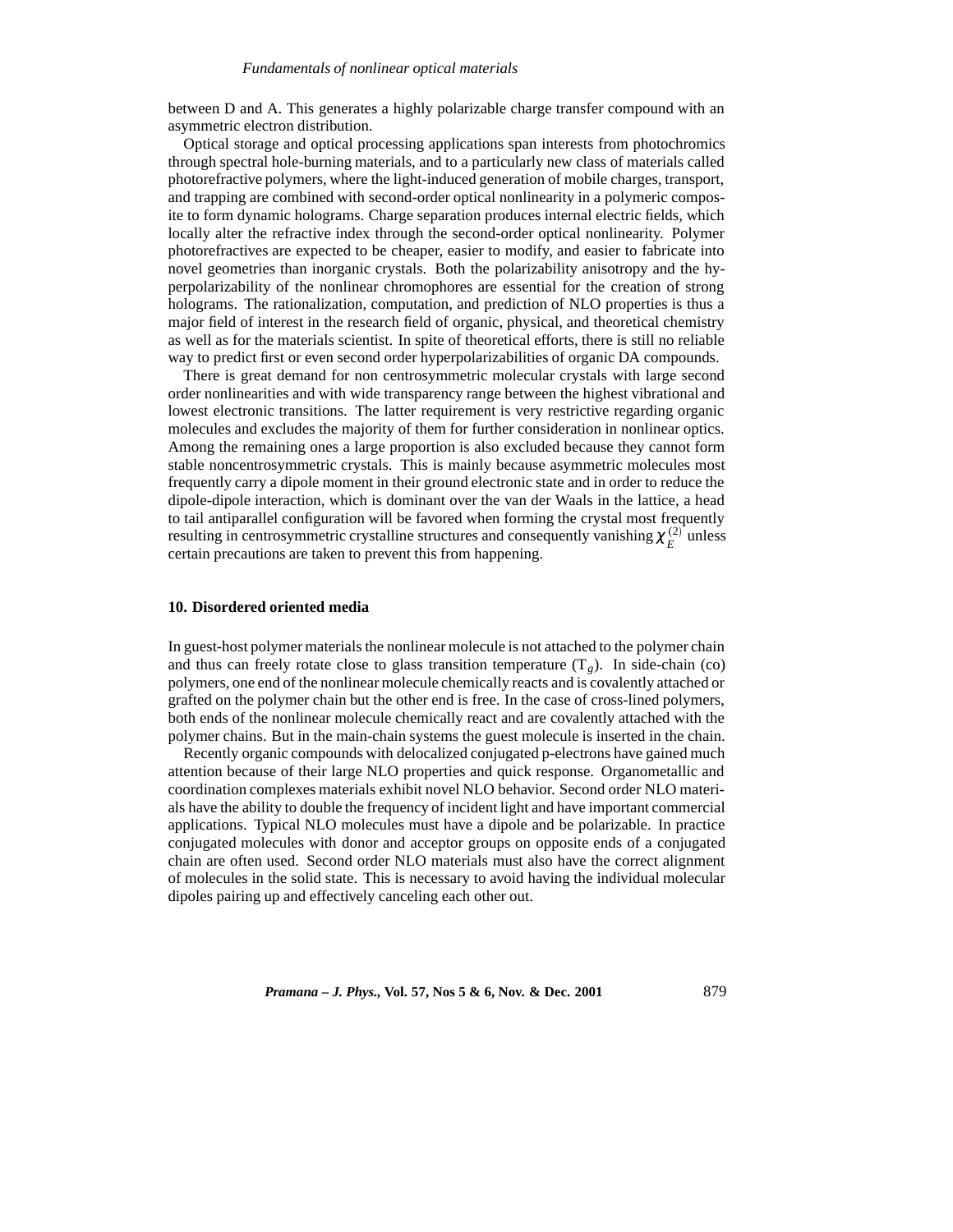between D and A. This generates a highly polarizable charge transfer compound with an asymmetric electron distribution.

Optical storage and optical processing applications span interests from photochromics through spectral hole-burning materials, and to a particularly new class of materials called photorefractive polymers, where the light-induced generation of mobile charges, transport, and trapping are combined with second-order optical nonlinearity in a polymeric composite to form dynamic holograms. Charge separation produces internal electric fields, which locally alter the refractive index through the second-order optical nonlinearity. Polymer photorefractives are expected to be cheaper, easier to modify, and easier to fabricate into novel geometries than inorganic crystals. Both the polarizability anisotropy and the hyperpolarizability of the nonlinear chromophores are essential for the creation of strong holograms. The rationalization, computation, and prediction of NLO properties is thus a major field of interest in the research field of organic, physical, and theoretical chemistry as well as for the materials scientist. In spite of theoretical efforts, there is still no reliable way to predict first or even second order hyperpolarizabilities of organic DA compounds.

There is great demand for non centrosymmetric molecular crystals with large second order nonlinearities and with wide transparency range between the highest vibrational and lowest electronic transitions. The latter requirement is very restrictive regarding organic molecules and excludes the majority of them for further consideration in nonlinear optics. Among the remaining ones a large proportion is also excluded because they cannot form stable noncentrosymmetric crystals. This is mainly because asymmetric molecules most frequently carry a dipole moment in their ground electronic state and in order to reduce the dipole-dipole interaction, which is dominant over the van der Waals in the lattice, a head to tail antiparallel configuration will be favored when forming the crystal most frequently resulting in centrosymmetric crystalline structures and consequently vanishing $\chi_E^{(2)}$ unless certain precautions are taken to prevent this from happening.

## 10. Disordered oriented media

In guest-host polymer materials the nonlinear molecule is not attached to the polymer chain and thus can freely rotate close to glass transition temperature ($T_g$). In side-chain (co) polymers, one end of the nonlinear molecule chemically reacts and is covalently attached or grafted on the polymer chain but the other end is free. In the case of cross-lined polymers, both ends of the nonlinear molecule chemically react and are covalently attached with the polymer chains. But in the main-chain systems the guest molecule is inserted in the chain.

Recently organic compounds with delocalized conjugated p-electrons have gained much attention because of their large NLO properties and quick response. Organometallic and coordination complexes materials exhibit novel NLO behavior. Second order NLO materials have the ability to double the frequency of incident light and have important commercial applications. Typical NLO molecules must have a dipole and be polarizable. In practice conjugated molecules with donor and acceptor groups on opposite ends of a conjugated chain are often used. Second order NLO materials must also have the correct alignment of molecules in the solid state. This is necessary to avoid having the individual molecular dipoles pairing up and effectively canceling each other out.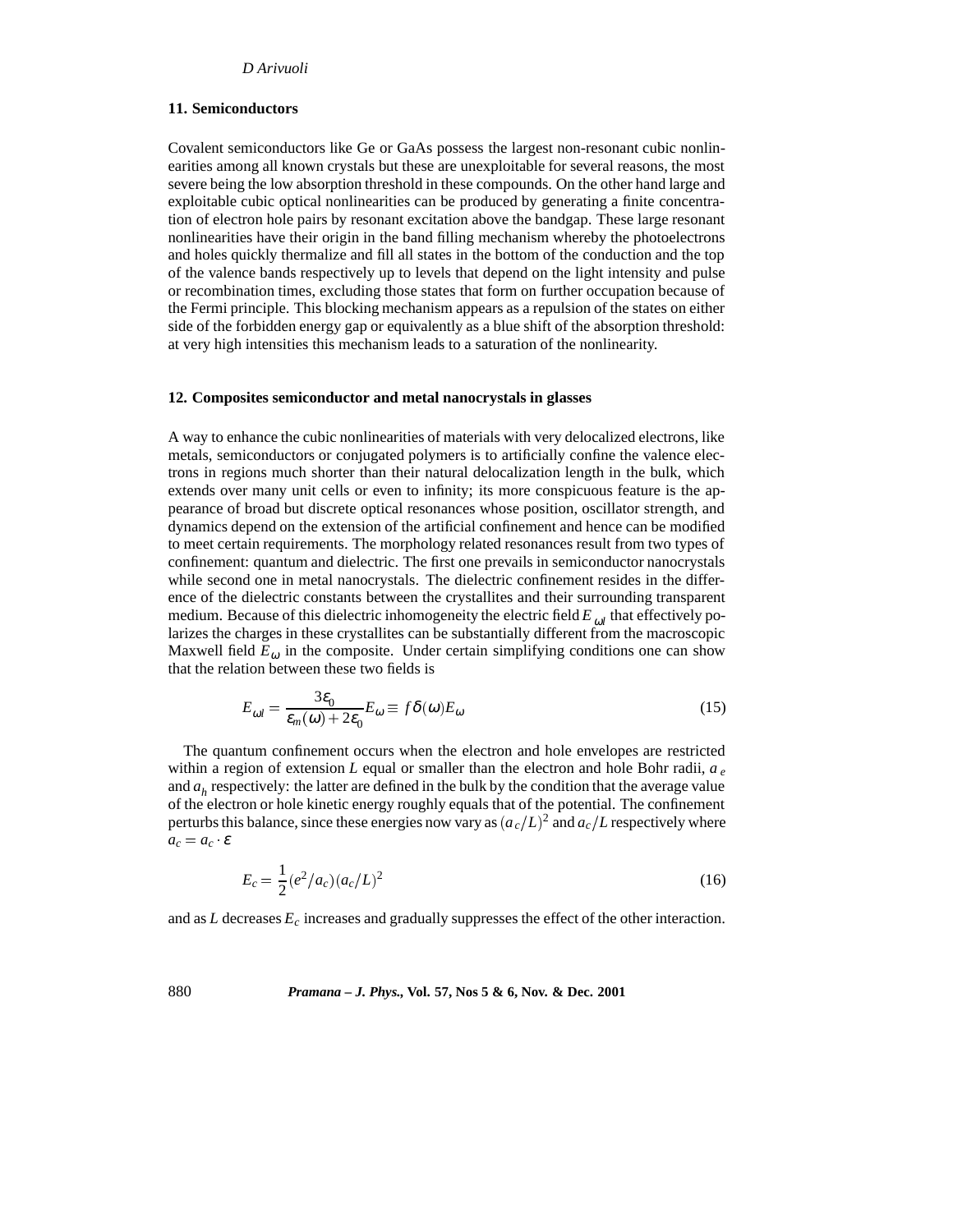## 11. Semiconductors

Covalent semiconductors like Ge or GaAs possess the largest non-resonant cubic nonlinearities among all known crystals but these are unexploitable for several reasons, the most severe being the low absorption threshold in these compounds. On the other hand large and exploitable cubic optical nonlinearities can be produced by generating a finite concentration of electron hole pairs by resonant excitation above the bandgap. These large resonant nonlinearities have their origin in the band filling mechanism whereby the photoelectrons and holes quickly thermalize and fill all states in the bottom of the conduction and the top of the valence bands respectively up to levels that depend on the light intensity and pulse or recombination times, excluding those states that form on further occupation because of the Fermi principle. This blocking mechanism appears as a repulsion of the states on either side of the forbidden energy gap or equivalently as a blue shift of the absorption threshold: at very high intensities this mechanism leads to a saturation of the nonlinearity.

## 12. Composites semiconductor and metal nanocrystals in glasses

A way to enhance the cubic nonlinearities of materials with very delocalized electrons, like metals, semiconductors or conjugated polymers is to artificially confine the valence electrons in regions much shorter than their natural delocalization length in the bulk, which extends over many unit cells or even to infinity; its more conspicuous feature is the appearance of broad but discrete optical resonances whose position, oscillator strength, and dynamics depend on the extension of the artificial confinement and hence can be modified to meet certain requirements. The morphology related resonances result from two types of confinement: quantum and dielectric. The first one prevails in semiconductor nanocrystals while second one in metal nanocrystals. The dielectric confinement resides in the difference of the dielectric constants between the crystallites and their surrounding transparent medium. Because of this dielectric inhomogeneity the electric field $E_{\omega l}$ that effectively polarizes the charges in these crystallites can be substantially different from the macroscopic Maxwell field $E_{\omega}$ in the composite. Under certain simplifying conditions one can show that the relation between these two fields is

$$E_{\omega l} = \frac{3\varepsilon_0}{\varepsilon_m(\omega) + 2\varepsilon_0} E_{\omega} \equiv f\delta(\omega) E_{\omega} \tag{15}$$

The quantum confinement occurs when the electron and hole envelopes are restricted within a region of extension $L$ equal or smaller than the electron and hole Bohr radii, $a_e$ and $a_h$ respectively: the latter are defined in the bulk by the condition that the average value of the electron or hole kinetic energy roughly equals that of the potential. The confinement perturbs this balance, since these energies now vary as $(a_c/L)^2$ and $a_c/L$ respectively where $a_c = a_c \cdot \varepsilon$

$$E_c = \frac{1}{2}(e^2/a_c)(a_c/L)^2 \tag{16}$$

and as $L$ decreases $E_c$ increases and gradually suppresses the effect of the other interaction.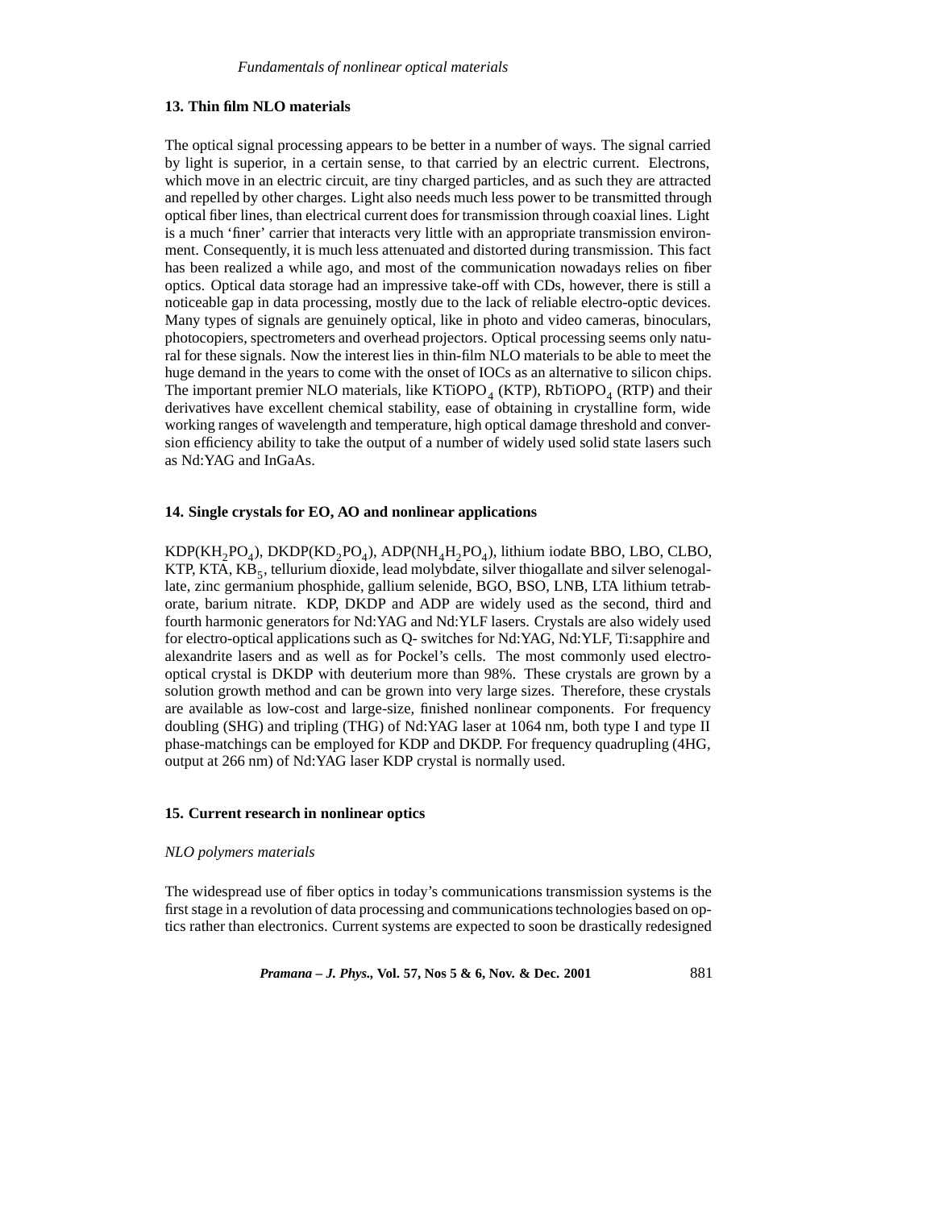## 13. Thin film NLO materials

The optical signal processing appears to be better in a number of ways. The signal carried by light is superior, in a certain sense, to that carried by an electric current. Electrons, which move in an electric circuit, are tiny charged particles, and as such they are attracted and repelled by other charges. Light also needs much less power to be transmitted through optical fiber lines, than electrical current does for transmission through coaxial lines. Light is a much 'finer' carrier that interacts very little with an appropriate transmission environment. Consequently, it is much less attenuated and distorted during transmission. This fact has been realized a while ago, and most of the communication nowadays relies on fiber optics. Optical data storage had an impressive take-off with CDs, however, there is still a noticeable gap in data processing, mostly due to the lack of reliable electro-optic devices. Many types of signals are genuinely optical, like in photo and video cameras, binoculars, photocopiers, spectrometers and overhead projectors. Optical processing seems only natural for these signals. Now the interest lies in thin-film NLO materials to be able to meet the huge demand in the years to come with the onset of IOCs as an alternative to silicon chips. The important premier NLO materials, like $KTiOPO_4$ (KTP), $RbTiOPO_4$ (RTP) and their derivatives have excellent chemical stability, ease of obtaining in crystalline form, wide working ranges of wavelength and temperature, high optical damage threshold and conversion efficiency ability to take the output of a number of widely used solid state lasers such as Nd:YAG and InGaAs.

## 14. Single crystals for EO, AO and nonlinear applications

KDP($KH_2PO_4$), DKDP($KD_2PO_4$), ADP($NH_4H_2PO_4$), lithium iodate BBO, LBO, CLBO, KTP, KTA, $KB_5$, tellurium dioxide, lead molybdate, silver thiogallate and silver selenogallate, zinc germanium phosphide, gallium selenide, BGO, BSO, LNB, LTA lithium tetraborate, barium nitrate. KDP, DKDP and ADP are widely used as the second, third and fourth harmonic generators for Nd:YAG and Nd:YLF lasers. Crystals are also widely used for electro-optical applications such as Q- switches for Nd:YAG, Nd:YLF, Ti:sapphire and alexandrite lasers and as well as for Pockel's cells. The most commonly used electro-optical crystal is DKDP with deuterium more than 98%. These crystals are grown by a solution growth method and can be grown into very large sizes. Therefore, these crystals are available as low-cost and large-size, finished nonlinear components. For frequency doubling (SHG) and tripling (THG) of Nd:YAG laser at 1064 nm, both type I and type II phase-matchings can be employed for KDP and DKDP. For frequency quadrupling (4HG, output at 266 nm) of Nd:YAG laser KDP crystal is normally used.

## 15. Current research in nonlinear optics

*NLO polymers materials*

The widespread use of fiber optics in today's communications transmission systems is the first stage in a revolution of data processing and communications technologies based on optics rather than electronics. Current systems are expected to soon be drastically redesigned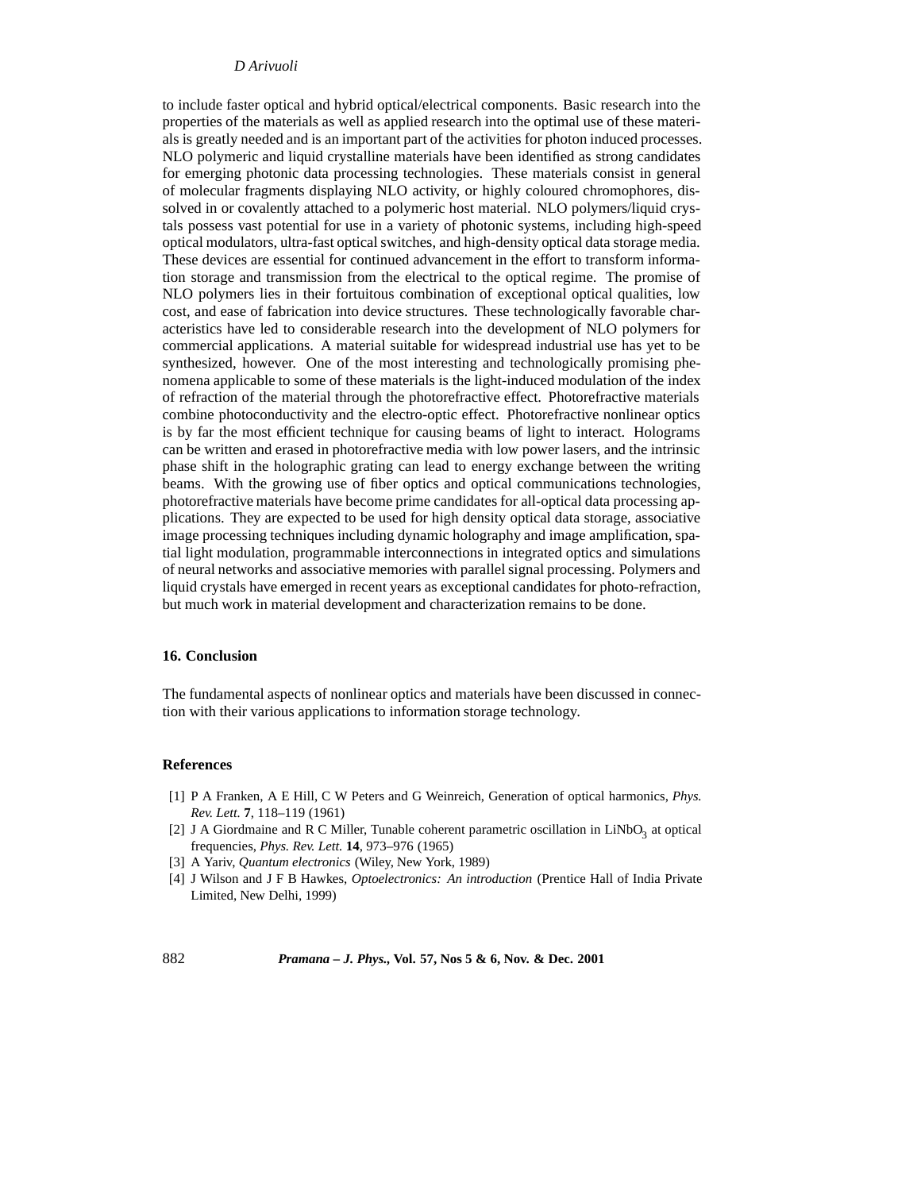to include faster optical and hybrid optical/electrical components. Basic research into the properties of the materials as well as applied research into the optimal use of these materials is greatly needed and is an important part of the activities for photon induced processes. NLO polymeric and liquid crystalline materials have been identified as strong candidates for emerging photonic data processing technologies. These materials consist in general of molecular fragments displaying NLO activity, or highly coloured chromophores, dissolved in or covalently attached to a polymeric host material. NLO polymers/liquid crystals possess vast potential for use in a variety of photonic systems, including high-speed optical modulators, ultra-fast optical switches, and high-density optical data storage media. These devices are essential for continued advancement in the effort to transform information storage and transmission from the electrical to the optical regime. The promise of NLO polymers lies in their fortuitous combination of exceptional optical qualities, low cost, and ease of fabrication into device structures. These technologically favorable characteristics have led to considerable research into the development of NLO polymers for commercial applications. A material suitable for widespread industrial use has yet to be synthesized, however. One of the most interesting and technologically promising phenomena applicable to some of these materials is the light-induced modulation of the index of refraction of the material through the photorefractive effect. Photorefractive materials combine photoconductivity and the electro-optic effect. Photorefractive nonlinear optics is by far the most efficient technique for causing beams of light to interact. Holograms can be written and erased in photorefractive media with low power lasers, and the intrinsic phase shift in the holographic grating can lead to energy exchange between the writing beams. With the growing use of fiber optics and optical communications technologies, photorefractive materials have become prime candidates for all-optical data processing applications. They are expected to be used for high density optical data storage, associative image processing techniques including dynamic holography and image amplification, spatial light modulation, programmable interconnections in integrated optics and simulations of neural networks and associative memories with parallel signal processing. Polymers and liquid crystals have emerged in recent years as exceptional candidates for photo-refraction, but much work in material development and characterization remains to be done.

## 16. Conclusion

The fundamental aspects of nonlinear optics and materials have been discussed in connection with their various applications to information storage technology.

## References

[1] P A Franken, A E Hill, C W Peters and G Weinreich, Generation of optical harmonics, *Phys. Rev. Lett.* **7**, 118–119 (1961)

[2] J A Giordmaine and R C Miller, Tunable coherent parametric oscillation in $LiNbO_3$ at optical frequencies, *Phys. Rev. Lett.* **14**, 973–976 (1965)

[3] A Yariv, *Quantum electronics* (Wiley, New York, 1989)

[4] J Wilson and J F B Hawkes, *Optoelectronics: An introduction* (Prentice Hall of India Private Limited, New Delhi, 1999)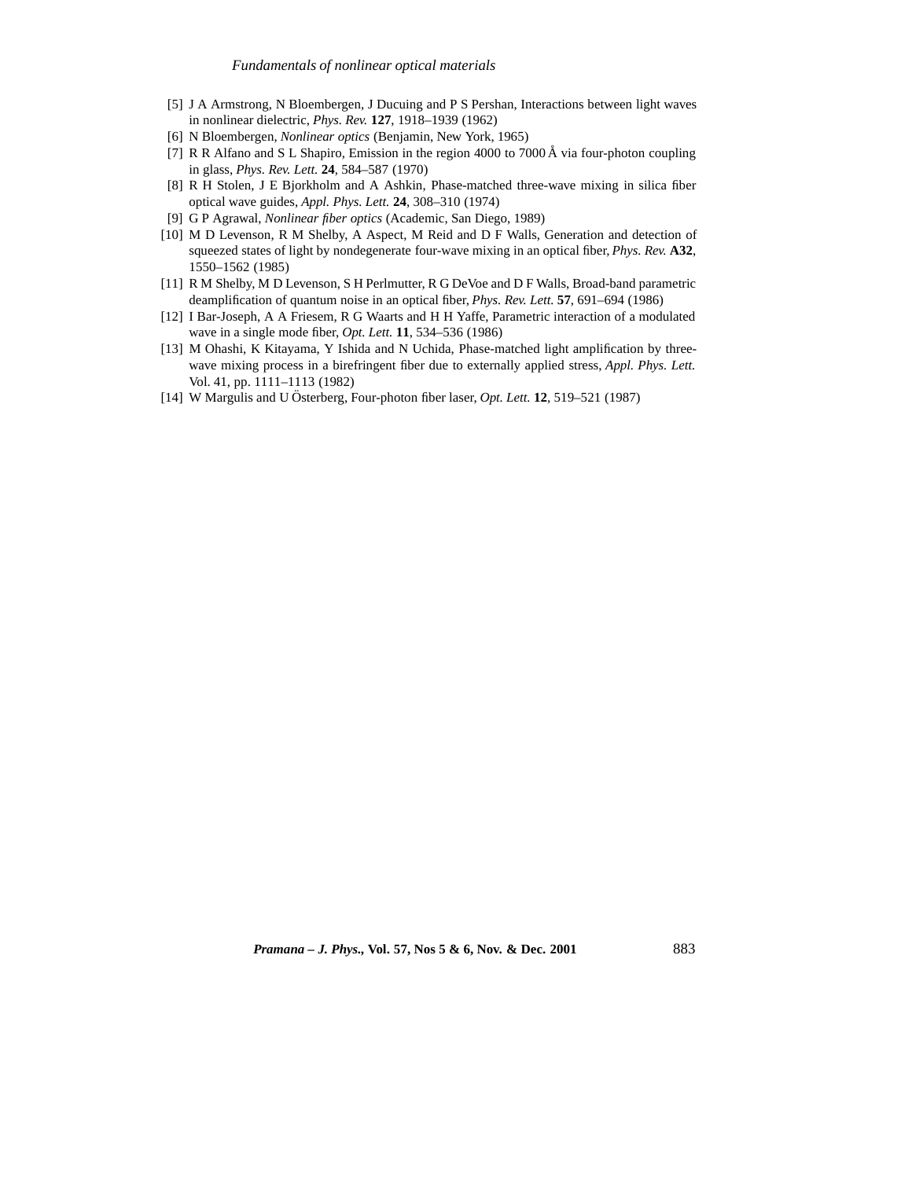[5] J A Armstrong, N Bloembergen, J Ducuing and P S Pershan, Interactions between light waves in nonlinear dielectric, *Phys. Rev.* **127**, 1918–1939 (1962)

[6] N Bloembergen, *Nonlinear optics* (Benjamin, New York, 1965)

[7] R R Alfano and S L Shapiro, Emission in the region 4000 to 7000 Å via four-photon coupling in glass, *Phys. Rev. Lett.* **24**, 584–587 (1970)

[8] R H Stolen, J E Bjorkholm and A Ashkin, Phase-matched three-wave mixing in silica fiber optical wave guides, *Appl. Phys. Lett.* **24**, 308–310 (1974)

[9] G P Agrawal, *Nonlinear fiber optics* (Academic, San Diego, 1989)

[10] M D Levenson, R M Shelby, A Aspect, M Reid and D F Walls, Generation and detection of squeezed states of light by nondegenerate four-wave mixing in an optical fiber, *Phys. Rev.* **A32**, 1550–1562 (1985)

[11] R M Shelby, M D Levenson, S H Perlmutter, R G DeVoe and D F Walls, Broad-band parametric deamplification of quantum noise in an optical fiber, *Phys. Rev. Lett.* **57**, 691–694 (1986)

[12] I Bar-Joseph, A A Friesem, R G Waarts and H H Yaffe, Parametric interaction of a modulated wave in a single mode fiber, *Opt. Lett.* **11**, 534–536 (1986)

[13] M Ohashi, K Kitayama, Y Ishida and N Uchida, Phase-matched light amplification by three-wave mixing process in a birefringent fiber due to externally applied stress, *Appl. Phys. Lett.* Vol. 41, pp. 1111–1113 (1982)

[14] W Margulis and U Österberg, Four-photon fiber laser, *Opt. Lett.* **12**, 519–521 (1987)